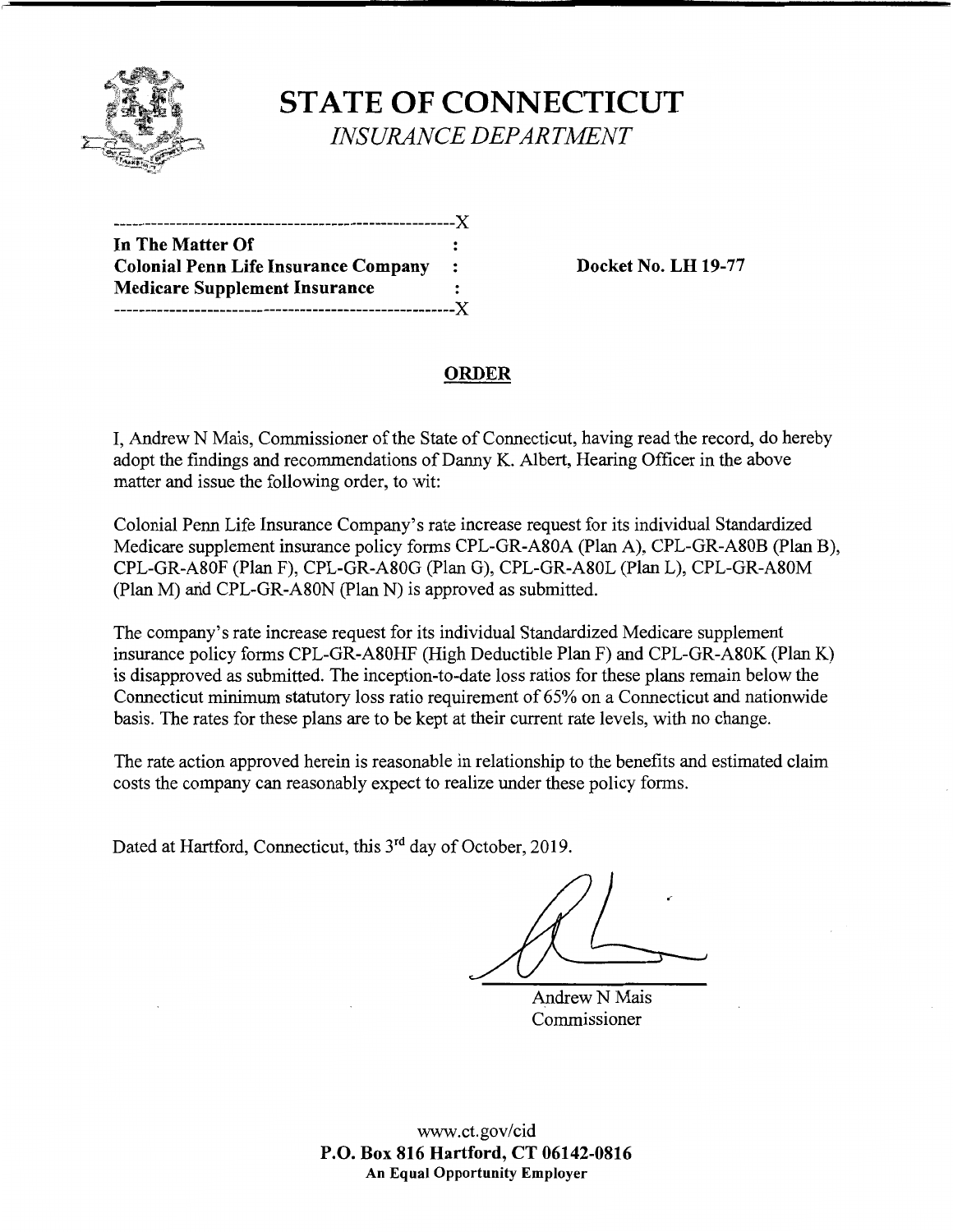# STATE OF CONNECTICUT

*INSURANCE DEPARTMENT*

---

**In The Matter Of**
**Colonial Penn Life Insurance Company**
**Medicare Supplement Insurance**

---

**Docket No. LH 19-77**

## ORDER

I, Andrew N Mais, Commissioner of the State of Connecticut, having read the record, do hereby adopt the findings and recommendations of Danny K. Albert, Hearing Officer in the above matter and issue the following order, to wit:

Colonial Penn Life Insurance Company's rate increase request for its individual Standardized Medicare supplement insurance policy forms CPL-GR-A80A (Plan A), CPL-GR-A80B (Plan B), CPL-GR-A80F (Plan F), CPL-GR-A80G (Plan G), CPL-GR-A80L (Plan L), CPL-GR-A80M (Plan M) and CPL-GR-A80N (Plan N) is approved as submitted.

The company's rate increase request for its individual Standardized Medicare supplement insurance policy forms CPL-GR-A80HF (High Deductible Plan F) and CPL-GR-A80K (Plan K) is disapproved as submitted. The inception-to-date loss ratios for these plans remain below the Connecticut minimum statutory loss ratio requirement of 65% on a Connecticut and nationwide basis. The rates for these plans are to be kept at their current rate levels, with no change.

The rate action approved herein is reasonable in relationship to the benefits and estimated claim costs the company can reasonably expect to realize under these policy forms.

Dated at Hartford, Connecticut, this 3rd day of October, 2019.

Andrew N Mais
Commissioner

www.ct.gov/cid
**P.O. Box 816 Hartford, CT 06142-0816**
**An Equal Opportunity Employer**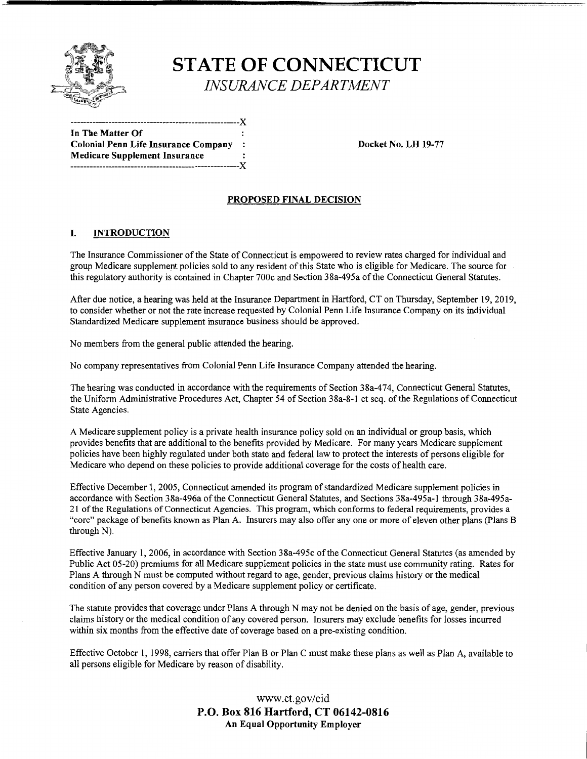# STATE OF CONNECTICUT

*INSURANCE DEPARTMENT*

```
----------------------------------------------------X
In The Matter Of                                    :
Colonial Penn Life Insurance Company                :
Medicare Supplement Insurance                       :
----------------------------------------------------X
```

**In The Matter Of**
**Colonial Penn Life Insurance Company**
**Medicare Supplement Insurance**

**Docket No. LH 19-77**

## PROPOSED FINAL DECISION

### I. INTRODUCTION

The Insurance Commissioner of the State of Connecticut is empowered to review rates charged for individual and group Medicare supplement policies sold to any resident of this State who is eligible for Medicare. The source for this regulatory authority is contained in Chapter 700c and Section 38a-495a of the Connecticut General Statutes.

After due notice, a hearing was held at the Insurance Department in Hartford, CT on Thursday, September 19, 2019, to consider whether or not the rate increase requested by Colonial Penn Life Insurance Company on its individual Standardized Medicare supplement insurance business should be approved.

No members from the general public attended the hearing.

No company representatives from Colonial Penn Life Insurance Company attended the hearing.

The hearing was conducted in accordance with the requirements of Section 38a-474, Connecticut General Statutes, the Uniform Administrative Procedures Act, Chapter 54 of Section 38a-8-1 et seq. of the Regulations of Connecticut State Agencies.

A Medicare supplement policy is a private health insurance policy sold on an individual or group basis, which provides benefits that are additional to the benefits provided by Medicare. For many years Medicare supplement policies have been highly regulated under both state and federal law to protect the interests of persons eligible for Medicare who depend on these policies to provide additional coverage for the costs of health care.

Effective December 1, 2005, Connecticut amended its program of standardized Medicare supplement policies in accordance with Section 38a-496a of the Connecticut General Statutes, and Sections 38a-495a-1 through 38a-495a-21 of the Regulations of Connecticut Agencies. This program, which conforms to federal requirements, provides a "core" package of benefits known as Plan A. Insurers may also offer any one or more of eleven other plans (Plans B through N).

Effective January 1, 2006, in accordance with Section 38a-495c of the Connecticut General Statutes (as amended by Public Act 05-20) premiums for all Medicare supplement policies in the state must use community rating. Rates for Plans A through N must be computed without regard to age, gender, previous claims history or the medical condition of any person covered by a Medicare supplement policy or certificate.

The statute provides that coverage under Plans A through N may not be denied on the basis of age, gender, previous claims history or the medical condition of any covered person. Insurers may exclude benefits for losses incurred within six months from the effective date of coverage based on a pre-existing condition.

Effective October 1, 1998, carriers that offer Plan B or Plan C must make these plans as well as Plan A, available to all persons eligible for Medicare by reason of disability.

www.ct.gov/cid
**P.O. Box 816 Hartford, CT 06142-0816**
**An Equal Opportunity Employer**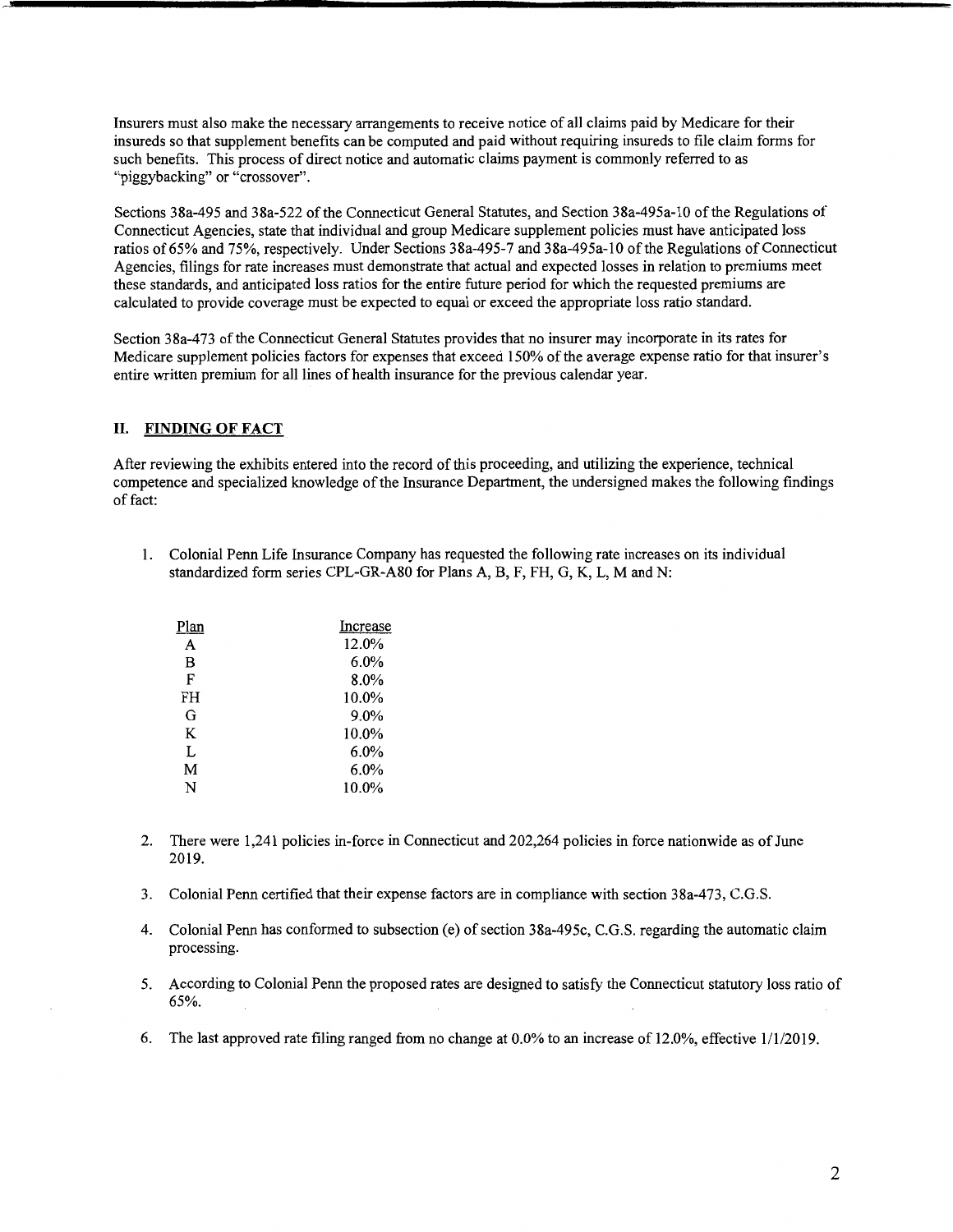Insurers must also make the necessary arrangements to receive notice of all claims paid by Medicare for their insureds so that supplement benefits can be computed and paid without requiring insureds to file claim forms for such benefits. This process of direct notice and automatic claims payment is commonly referred to as "piggybacking" or "crossover".

Sections 38a-495 and 38a-522 of the Connecticut General Statutes, and Section 38a-495a-10 of the Regulations of Connecticut Agencies, state that individual and group Medicare supplement policies must have anticipated loss ratios of 65% and 75%, respectively. Under Sections 38a-495-7 and 38a-495a-10 of the Regulations of Connecticut Agencies, filings for rate increases must demonstrate that actual and expected losses in relation to premiums meet these standards, and anticipated loss ratios for the entire future period for which the requested premiums are calculated to provide coverage must be expected to equal or exceed the appropriate loss ratio standard.

Section 38a-473 of the Connecticut General Statutes provides that no insurer may incorporate in its rates for Medicare supplement policies factors for expenses that exceed 150% of the average expense ratio for that insurer's entire written premium for all lines of health insurance for the previous calendar year.

## II. FINDING OF FACT

After reviewing the exhibits entered into the record of this proceeding, and utilizing the experience, technical competence and specialized knowledge of the Insurance Department, the undersigned makes the following findings of fact:

1. Colonial Penn Life Insurance Company has requested the following rate increases on its individual standardized form series CPL-GR-A80 for Plans A, B, F, FH, G, K, L, M and N:

| Plan | Increase |
|---|---|
| A | 12.0% |
| B | 6.0% |
| F | 8.0% |
| FH | 10.0% |
| G | 9.0% |
| K | 10.0% |
| L | 6.0% |
| M | 6.0% |
| N | 10.0% |

2. There were 1,241 policies in-force in Connecticut and 202,264 policies in force nationwide as of June 2019.

3. Colonial Penn certified that their expense factors are in compliance with section 38a-473, C.G.S.

4. Colonial Penn has conformed to subsection (e) of section 38a-495c, C.G.S. regarding the automatic claim processing.

5. According to Colonial Penn the proposed rates are designed to satisfy the Connecticut statutory loss ratio of 65%.

6. The last approved rate filing ranged from no change at 0.0% to an increase of 12.0%, effective 1/1/2019.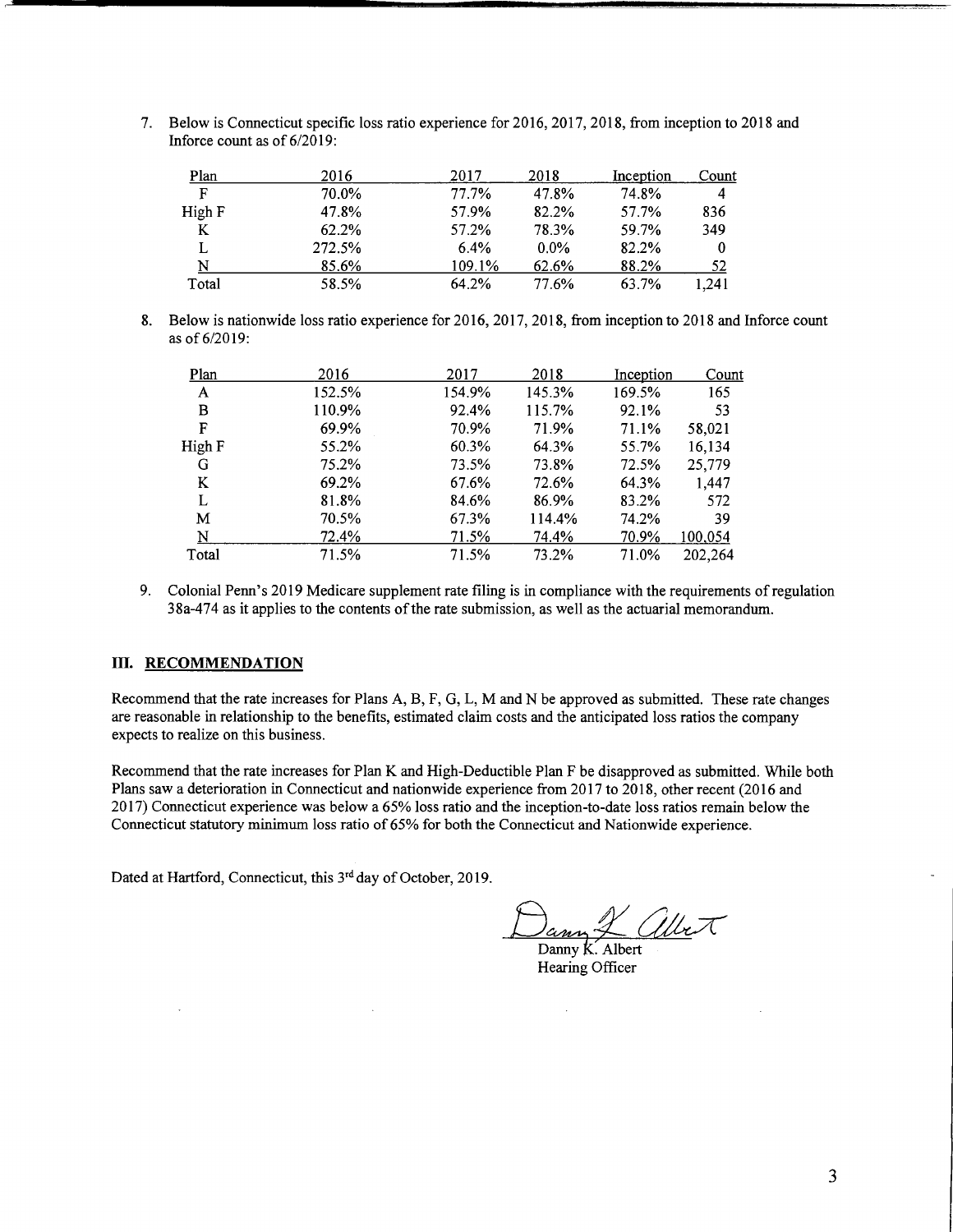7. Below is Connecticut specific loss ratio experience for 2016, 2017, 2018, from inception to 2018 and Inforce count as of 6/2019:

| Plan | 2016 | 2017 | 2018 | Inception | Count |
|---|---|---|---|---|---|
| F | 70.0% | 77.7% | 47.8% | 74.8% | 4 |
| High F | 47.8% | 57.9% | 82.2% | 57.7% | 836 |
| K | 62.2% | 57.2% | 78.3% | 59.7% | 349 |
| L | 272.5% | 6.4% | 0.0% | 82.2% | 0 |
| N | 85.6% | 109.1% | 62.6% | 88.2% | 52 |
| Total | 58.5% | 64.2% | 77.6% | 63.7% | 1,241 |

8. Below is nationwide loss ratio experience for 2016, 2017, 2018, from inception to 2018 and Inforce count as of 6/2019:

| Plan | 2016 | 2017 | 2018 | Inception | Count |
|---|---|---|---|---|---|
| A | 152.5% | 154.9% | 145.3% | 169.5% | 165 |
| B | 110.9% | 92.4% | 115.7% | 92.1% | 53 |
| F | 69.9% | 70.9% | 71.9% | 71.1% | 58,021 |
| High F | 55.2% | 60.3% | 64.3% | 55.7% | 16,134 |
| G | 75.2% | 73.5% | 73.8% | 72.5% | 25,779 |
| K | 69.2% | 67.6% | 72.6% | 64.3% | 1,447 |
| L | 81.8% | 84.6% | 86.9% | 83.2% | 572 |
| M | 70.5% | 67.3% | 114.4% | 74.2% | 39 |
| N | 72.4% | 71.5% | 74.4% | 70.9% | 100,054 |
| Total | 71.5% | 71.5% | 73.2% | 71.0% | 202,264 |

9. Colonial Penn's 2019 Medicare supplement rate filing is in compliance with the requirements of regulation 38a-474 as it applies to the contents of the rate submission, as well as the actuarial memorandum.

## III. RECOMMENDATION

Recommend that the rate increases for Plans A, B, F, G, L, M and N be approved as submitted. These rate changes are reasonable in relationship to the benefits, estimated claim costs and the anticipated loss ratios the company expects to realize on this business.

Recommend that the rate increases for Plan K and High-Deductible Plan F be disapproved as submitted. While both Plans saw a deterioration in Connecticut and nationwide experience from 2017 to 2018, other recent (2016 and 2017) Connecticut experience was below a 65% loss ratio and the inception-to-date loss ratios remain below the Connecticut statutory minimum loss ratio of 65% for both the Connecticut and Nationwide experience.

Dated at Hartford, Connecticut, this 3rd day of October, 2019.

Danny K. Albert
Hearing Officer